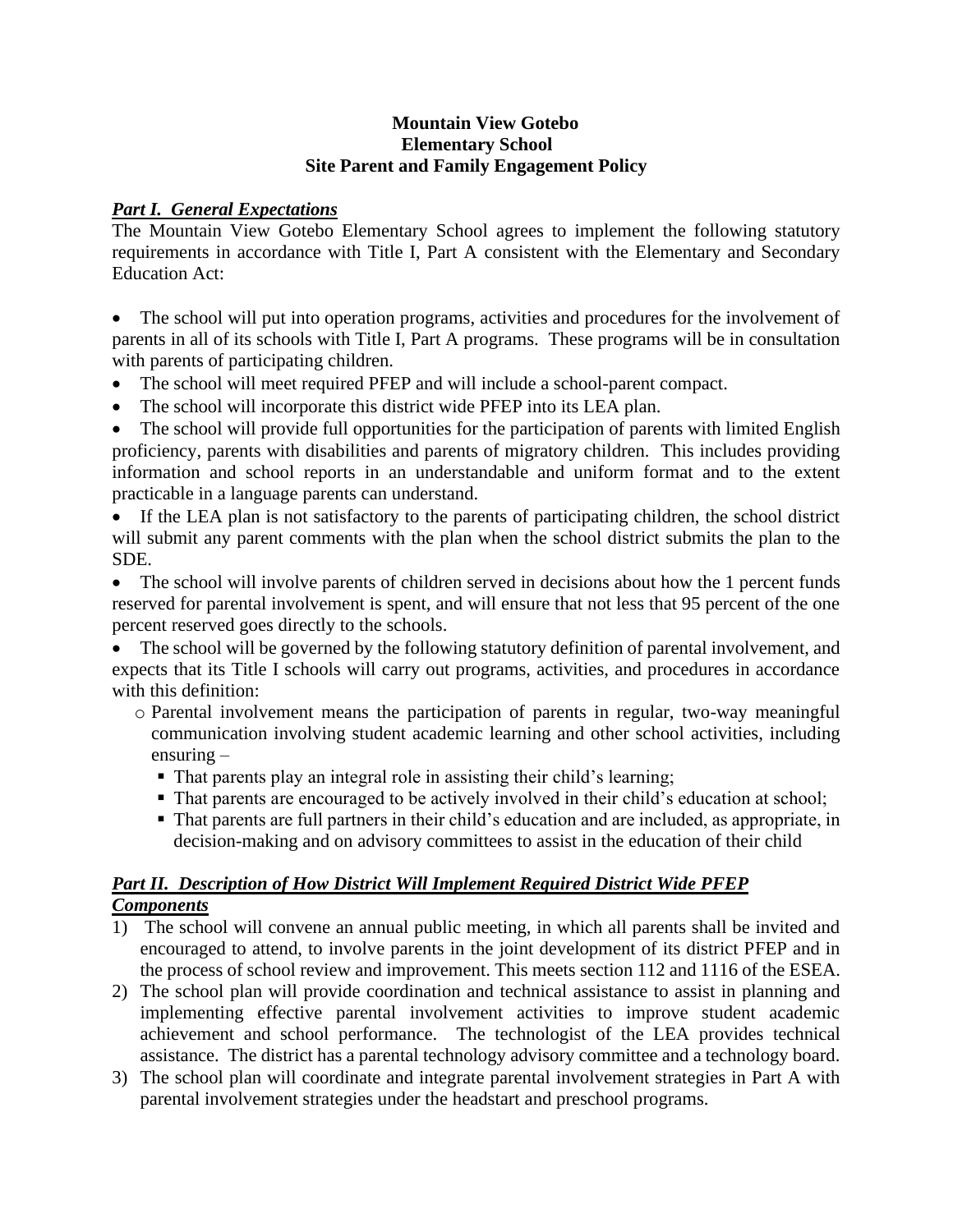**Mountain View Gotebo**
**Elementary School**
**Site Parent and Family Engagement Policy**

***Part I. General Expectations***

The Mountain View Gotebo Elementary School agrees to implement the following statutory requirements in accordance with Title I, Part A consistent with the Elementary and Secondary Education Act:

- The school will put into operation programs, activities and procedures for the involvement of parents in all of its schools with Title I, Part A programs. These programs will be in consultation with parents of participating children.
- The school will meet required PFEP and will include a school-parent compact.
- The school will incorporate this district wide PFEP into its LEA plan.
- The school will provide full opportunities for the participation of parents with limited English proficiency, parents with disabilities and parents of migratory children. This includes providing information and school reports in an understandable and uniform format and to the extent practicable in a language parents can understand.
- If the LEA plan is not satisfactory to the parents of participating children, the school district will submit any parent comments with the plan when the school district submits the plan to the SDE.
- The school will involve parents of children served in decisions about how the 1 percent funds reserved for parental involvement is spent, and will ensure that not less that 95 percent of the one percent reserved goes directly to the schools.
- The school will be governed by the following statutory definition of parental involvement, and expects that its Title I schools will carry out programs, activities, and procedures in accordance with this definition:
  - Parental involvement means the participation of parents in regular, two-way meaningful communication involving student academic learning and other school activities, including ensuring –
    - That parents play an integral role in assisting their child's learning;
    - That parents are encouraged to be actively involved in their child's education at school;
    - That parents are full partners in their child's education and are included, as appropriate, in decision-making and on advisory committees to assist in the education of their child

***Part II. Description of How District Will Implement Required District Wide PFEP Components***

1) The school will convene an annual public meeting, in which all parents shall be invited and encouraged to attend, to involve parents in the joint development of its district PFEP and in the process of school review and improvement. This meets section 112 and 1116 of the ESEA.
2) The school plan will provide coordination and technical assistance to assist in planning and implementing effective parental involvement activities to improve student academic achievement and school performance. The technologist of the LEA provides technical assistance. The district has a parental technology advisory committee and a technology board.
3) The school plan will coordinate and integrate parental involvement strategies in Part A with parental involvement strategies under the headstart and preschool programs.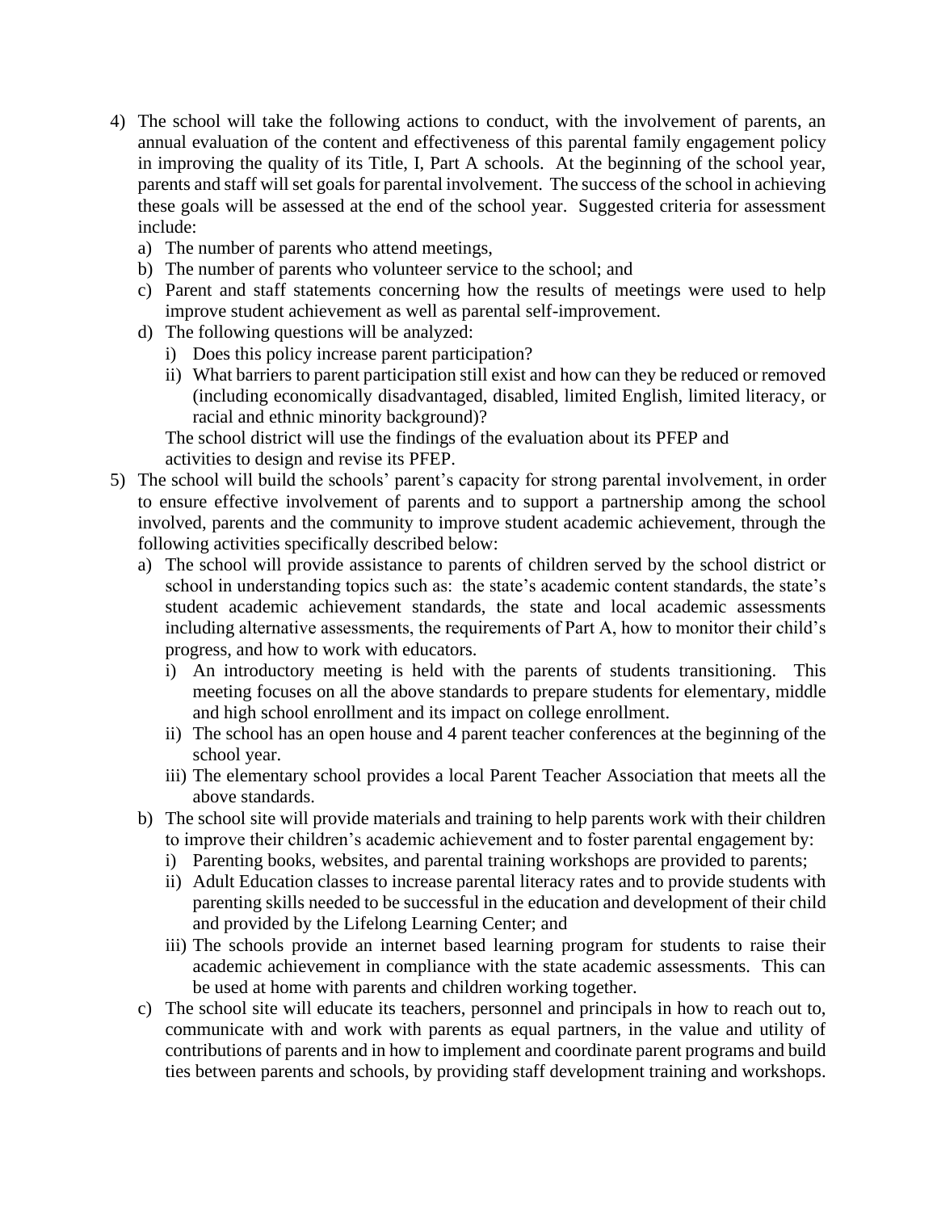4) The school will take the following actions to conduct, with the involvement of parents, an annual evaluation of the content and effectiveness of this parental family engagement policy in improving the quality of its Title, I, Part A schools. At the beginning of the school year, parents and staff will set goals for parental involvement. The success of the school in achieving these goals will be assessed at the end of the school year. Suggested criteria for assessment include:
   a) The number of parents who attend meetings,
   b) The number of parents who volunteer service to the school; and
   c) Parent and staff statements concerning how the results of meetings were used to help improve student achievement as well as parental self-improvement.
   d) The following questions will be analyzed:
      i) Does this policy increase parent participation?
      ii) What barriers to parent participation still exist and how can they be reduced or removed (including economically disadvantaged, disabled, limited English, limited literacy, or racial and ethnic minority background)?

   The school district will use the findings of the evaluation about its PFEP and activities to design and revise its PFEP.
5) The school will build the schools' parent's capacity for strong parental involvement, in order to ensure effective involvement of parents and to support a partnership among the school involved, parents and the community to improve student academic achievement, through the following activities specifically described below:
   a) The school will provide assistance to parents of children served by the school district or school in understanding topics such as: the state's academic content standards, the state's student academic achievement standards, the state and local academic assessments including alternative assessments, the requirements of Part A, how to monitor their child's progress, and how to work with educators.
      i) An introductory meeting is held with the parents of students transitioning. This meeting focuses on all the above standards to prepare students for elementary, middle and high school enrollment and its impact on college enrollment.
      ii) The school has an open house and 4 parent teacher conferences at the beginning of the school year.
      iii) The elementary school provides a local Parent Teacher Association that meets all the above standards.
   b) The school site will provide materials and training to help parents work with their children to improve their children's academic achievement and to foster parental engagement by:
      i) Parenting books, websites, and parental training workshops are provided to parents;
      ii) Adult Education classes to increase parental literacy rates and to provide students with parenting skills needed to be successful in the education and development of their child and provided by the Lifelong Learning Center; and
      iii) The schools provide an internet based learning program for students to raise their academic achievement in compliance with the state academic assessments. This can be used at home with parents and children working together.
   c) The school site will educate its teachers, personnel and principals in how to reach out to, communicate with and work with parents as equal partners, in the value and utility of contributions of parents and in how to implement and coordinate parent programs and build ties between parents and schools, by providing staff development training and workshops.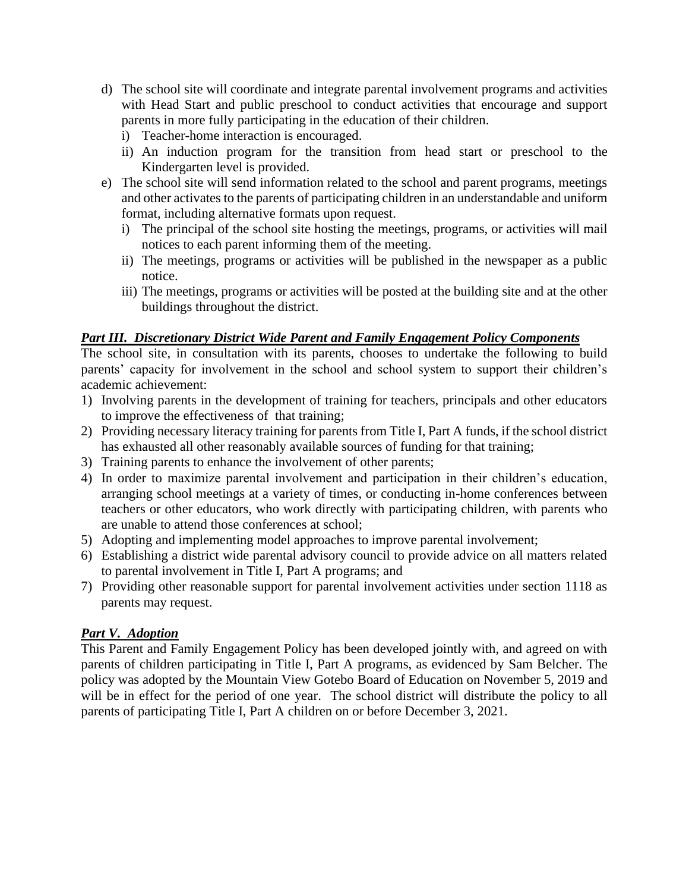d) The school site will coordinate and integrate parental involvement programs and activities with Head Start and public preschool to conduct activities that encourage and support parents in more fully participating in the education of their children.
   i) Teacher-home interaction is encouraged.
   ii) An induction program for the transition from head start or preschool to the Kindergarten level is provided.
e) The school site will send information related to the school and parent programs, meetings and other activates to the parents of participating children in an understandable and uniform format, including alternative formats upon request.
   i) The principal of the school site hosting the meetings, programs, or activities will mail notices to each parent informing them of the meeting.
   ii) The meetings, programs or activities will be published in the newspaper as a public notice.
   iii) The meetings, programs or activities will be posted at the building site and at the other buildings throughout the district.

## ***Part III. Discretionary District Wide Parent and Family Engagement Policy Components***

The school site, in consultation with its parents, chooses to undertake the following to build parents' capacity for involvement in the school and school system to support their children's academic achievement:

1) Involving parents in the development of training for teachers, principals and other educators to improve the effectiveness of that training;
2) Providing necessary literacy training for parents from Title I, Part A funds, if the school district has exhausted all other reasonably available sources of funding for that training;
3) Training parents to enhance the involvement of other parents;
4) In order to maximize parental involvement and participation in their children's education, arranging school meetings at a variety of times, or conducting in-home conferences between teachers or other educators, who work directly with participating children, with parents who are unable to attend those conferences at school;
5) Adopting and implementing model approaches to improve parental involvement;
6) Establishing a district wide parental advisory council to provide advice on all matters related to parental involvement in Title I, Part A programs; and
7) Providing other reasonable support for parental involvement activities under section 1118 as parents may request.

## ***Part V. Adoption***

This Parent and Family Engagement Policy has been developed jointly with, and agreed on with parents of children participating in Title I, Part A programs, as evidenced by Sam Belcher. The policy was adopted by the Mountain View Gotebo Board of Education on November 5, 2019 and will be in effect for the period of one year. The school district will distribute the policy to all parents of participating Title I, Part A children on or before December 3, 2021.